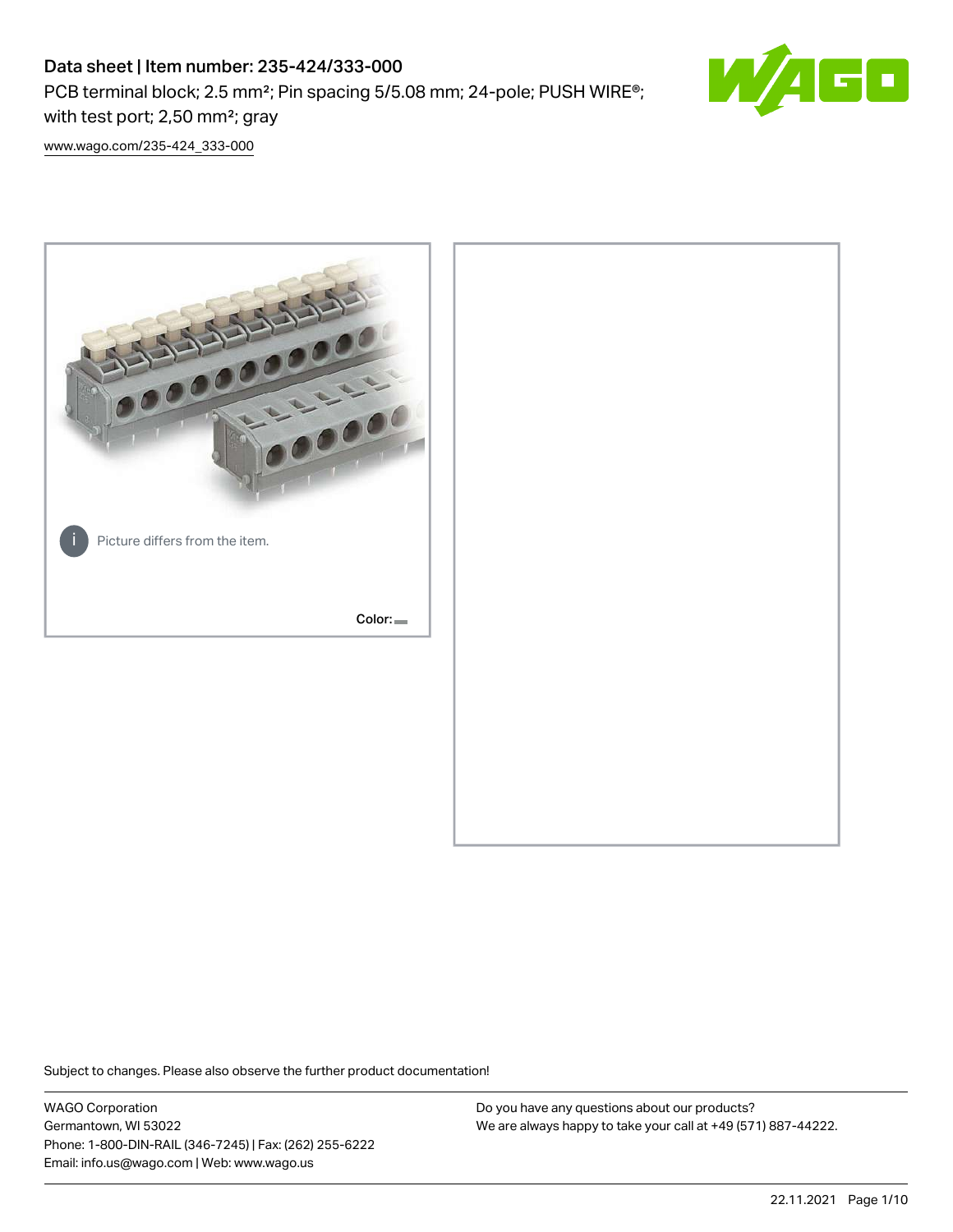# Data sheet | Item number: 235-424/333-000

PCB terminal block; 2.5 mm²; Pin spacing 5/5.08 mm; 24-pole; PUSH WIRE®; with test port; 2,50 mm²; gray

www.wago.com/235-424_333-000

Picture differs from the item.

Color:

Subject to changes. Please also observe the further product documentation!

WAGO Corporation
Germantown, WI 53022
Phone: 1-800-DIN-RAIL (346-7245) | Fax: (262) 255-6222
Email: info.us@wago.com | Web: www.wago.us

Do you have any questions about our products?
We are always happy to take your call at +49 (571) 887-44222.

22.11.2021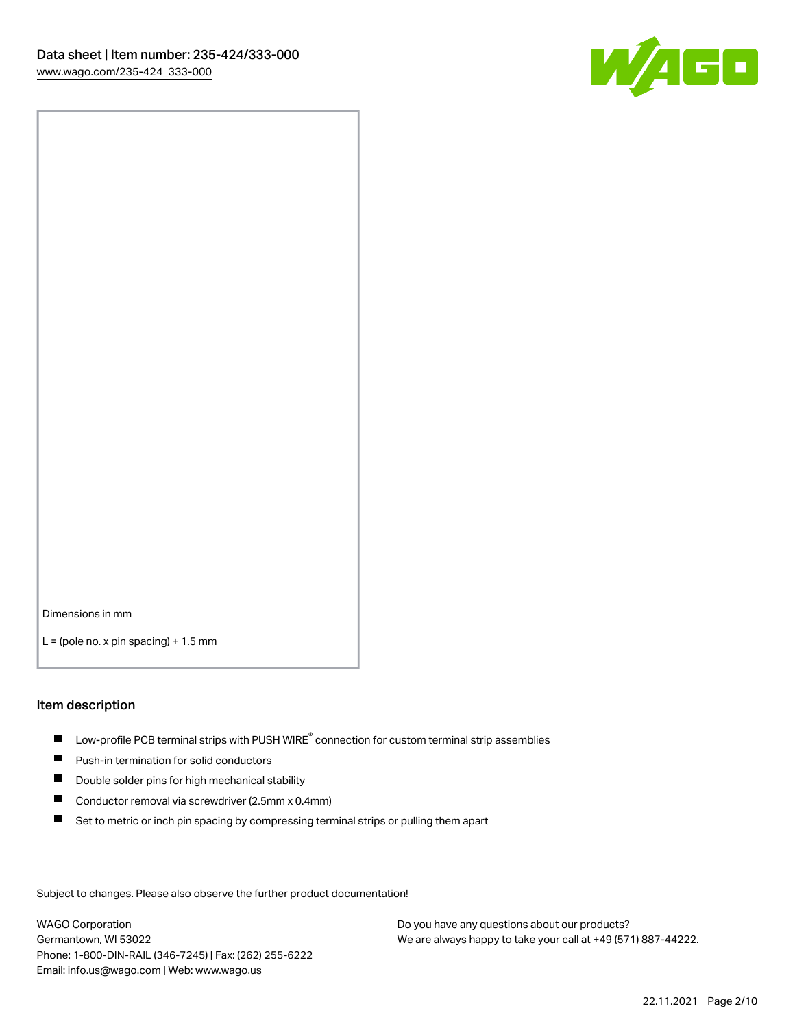Dimensions in mm

L = (pole no. x pin spacing) + 1.5 mm

## Item description

- Low-profile PCB terminal strips with PUSH WIRE® connection for custom terminal strip assemblies
- Push-in termination for solid conductors
- Double solder pins for high mechanical stability
- Conductor removal via screwdriver (2.5mm x 0.4mm)
- Set to metric or inch pin spacing by compressing terminal strips or pulling them apart

Subject to changes. Please also observe the further product documentation!

WAGO Corporation
Germantown, WI 53022
Phone: 1-800-DIN-RAIL (346-7245) | Fax: (262) 255-6222
Email: info.us@wago.com | Web: www.wago.us

Do you have any questions about our products?
We are always happy to take your call at +49 (571) 887-44222.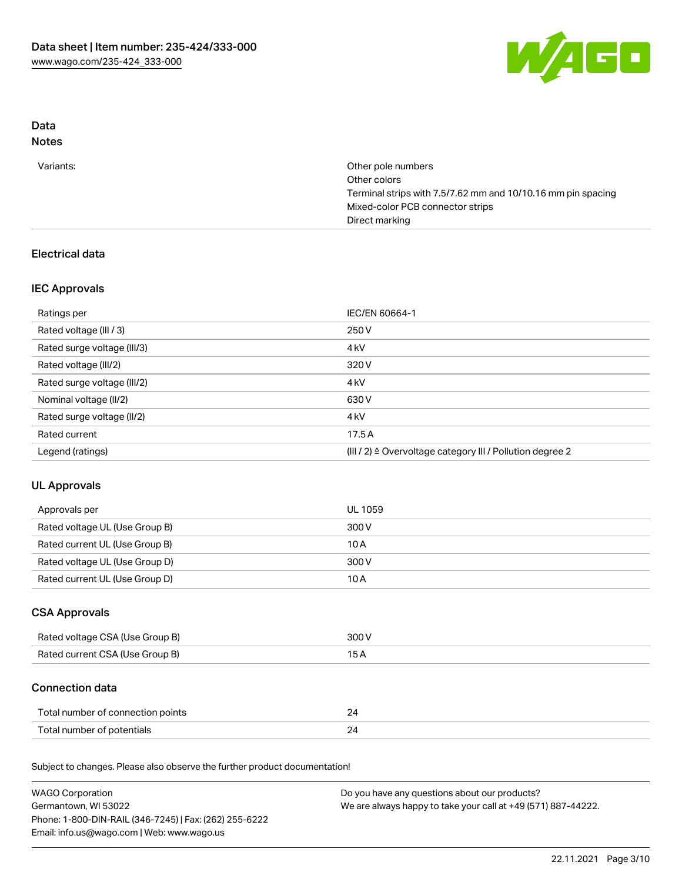## Data
### Notes

| | |
|---|---|
| Variants: | Other pole numbers<br>Other colors<br>Terminal strips with 7.5/7.62 mm and 10/10.16 mm pin spacing<br>Mixed-color PCB connector strips<br>Direct marking |

### Electrical data

#### IEC Approvals

| | |
|---|---|
| Ratings per | IEC/EN 60664-1 |
| Rated voltage (III / 3) | 250 V |
| Rated surge voltage (III/3) | 4 kV |
| Rated voltage (III/2) | 320 V |
| Rated surge voltage (III/2) | 4 kV |
| Nominal voltage (II/2) | 630 V |
| Rated surge voltage (II/2) | 4 kV |
| Rated current | 17.5 A |
| Legend (ratings) | (III / 2) ≙ Overvoltage category III / Pollution degree 2 |

#### UL Approvals

| | |
|---|---|
| Approvals per | UL 1059 |
| Rated voltage UL (Use Group B) | 300 V |
| Rated current UL (Use Group B) | 10 A |
| Rated voltage UL (Use Group D) | 300 V |
| Rated current UL (Use Group D) | 10 A |

#### CSA Approvals

| | |
|---|---|
| Rated voltage CSA (Use Group B) | 300 V |
| Rated current CSA (Use Group B) | 15 A |

### Connection data

| | |
|---|---|
| Total number of connection points | 24 |
| Total number of potentials | 24 |

Subject to changes. Please also observe the further product documentation!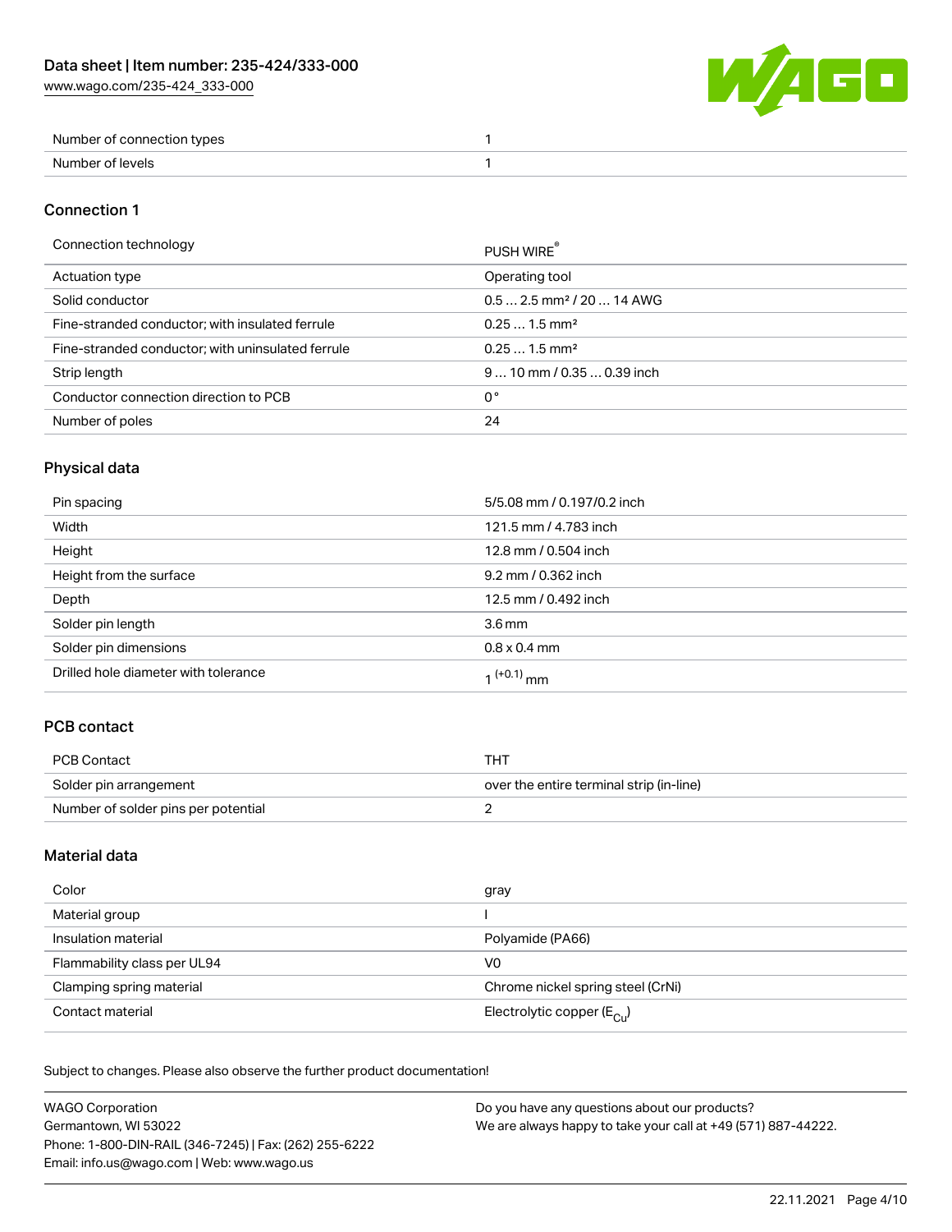| | |
|---|---|
| Number of connection types | 1 |
| Number of levels | 1 |

## Connection 1

| | |
|---|---|
| Connection technology | PUSH WIRE® |
| Actuation type | Operating tool |
| Solid conductor | 0.5 … 2.5 mm² / 20 … 14 AWG |
| Fine-stranded conductor; with insulated ferrule | 0.25 … 1.5 mm² |
| Fine-stranded conductor; with uninsulated ferrule | 0.25 … 1.5 mm² |
| Strip length | 9 … 10 mm / 0.35 … 0.39 inch |
| Conductor connection direction to PCB | 0 ° |
| Number of poles | 24 |

## Physical data

| | |
|---|---|
| Pin spacing | 5/5.08 mm / 0.197/0.2 inch |
| Width | 121.5 mm / 4.783 inch |
| Height | 12.8 mm / 0.504 inch |
| Height from the surface | 9.2 mm / 0.362 inch |
| Depth | 12.5 mm / 0.492 inch |
| Solder pin length | 3.6 mm |
| Solder pin dimensions | 0.8 x 0.4 mm |
| Drilled hole diameter with tolerance | $1^{(+0.1)}$ mm |

## PCB contact

| | |
|---|---|
| PCB Contact | THT |
| Solder pin arrangement | over the entire terminal strip (in-line) |
| Number of solder pins per potential | 2 |

## Material data

| | |
|---|---|
| Color | gray |
| Material group | I |
| Insulation material | Polyamide (PA66) |
| Flammability class per UL94 | V0 |
| Clamping spring material | Chrome nickel spring steel (CrNi) |
| Contact material | Electrolytic copper ($E_{Cu}$) |

Subject to changes. Please also observe the further product documentation!

WAGO Corporation
Germantown, WI 53022
Phone: 1-800-DIN-RAIL (346-7245) | Fax: (262) 255-6222
Email: info.us@wago.com | Web: www.wago.us

Do you have any questions about our products?
We are always happy to take your call at +49 (571) 887-44222.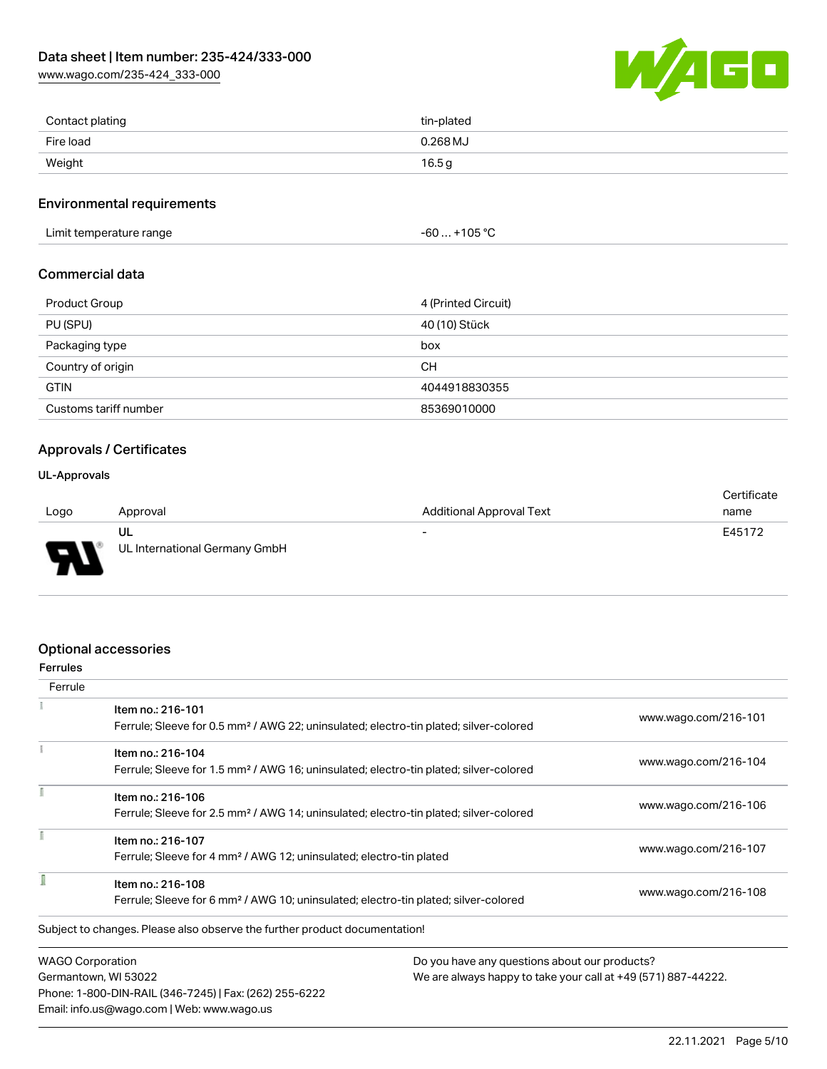| | |
|---|---|
| Contact plating | tin-plated |
| Fire load | 0.268 MJ |
| Weight | 16.5 g |

## Environmental requirements

| | |
|---|---|
| Limit temperature range | -60 … +105 °C |

## Commercial data

| | |
|---|---|
| Product Group | 4 (Printed Circuit) |
| PU (SPU) | 40 (10) Stück |
| Packaging type | box |
| Country of origin | CH |
| GTIN | 4044918830355 |
| Customs tariff number | 85369010000 |

## Approvals / Certificates

### UL-Approvals

| Logo | Approval | Additional Approval Text | Certificate name |
|---|---|---|---|
| | UL<br>UL International Germany GmbH | - | E45172 |

## Optional accessories

### Ferrules

| Ferrule | | |
|---|---|---|
| | Item no.: 216-101<br>Ferrule; Sleeve for 0.5 mm² / AWG 22; uninsulated; electro-tin plated; silver-colored | www.wago.com/216-101 |
| | Item no.: 216-104<br>Ferrule; Sleeve for 1.5 mm² / AWG 16; uninsulated; electro-tin plated; silver-colored | www.wago.com/216-104 |
| | Item no.: 216-106<br>Ferrule; Sleeve for 2.5 mm² / AWG 14; uninsulated; electro-tin plated; silver-colored | www.wago.com/216-106 |
| | Item no.: 216-107<br>Ferrule; Sleeve for 4 mm² / AWG 12; uninsulated; electro-tin plated | www.wago.com/216-107 |
| | Item no.: 216-108<br>Ferrule; Sleeve for 6 mm² / AWG 10; uninsulated; electro-tin plated; silver-colored | www.wago.com/216-108 |

Subject to changes. Please also observe the further product documentation!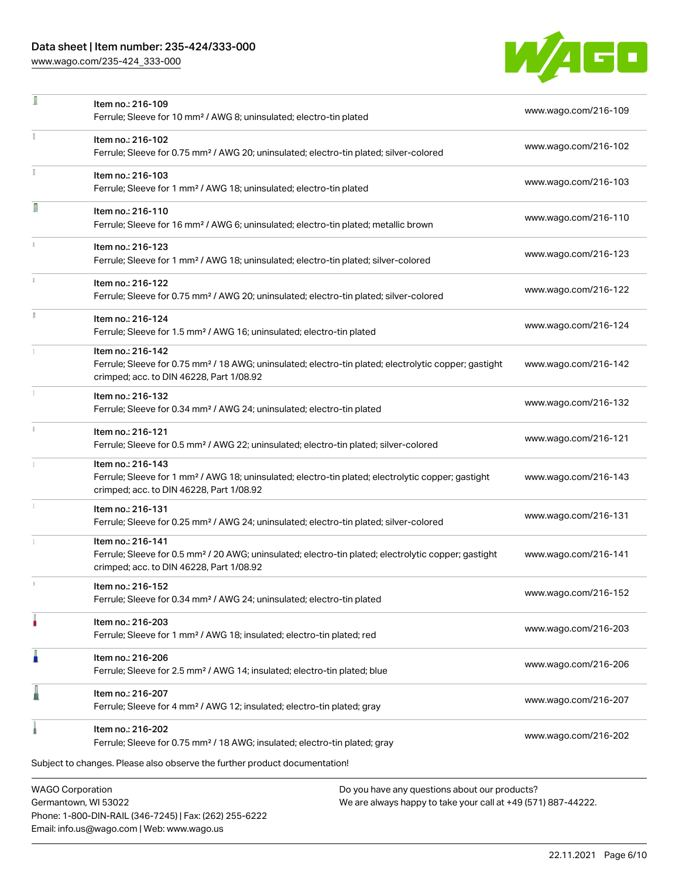| | | |
|---|---|---|
| | Item no.: 216-109<br>Ferrule; Sleeve for 10 mm² / AWG 8; uninsulated; electro-tin plated | www.wago.com/216-109 |
| | Item no.: 216-102<br>Ferrule; Sleeve for 0.75 mm² / AWG 20; uninsulated; electro-tin plated; silver-colored | www.wago.com/216-102 |
| | Item no.: 216-103<br>Ferrule; Sleeve for 1 mm² / AWG 18; uninsulated; electro-tin plated | www.wago.com/216-103 |
| | Item no.: 216-110<br>Ferrule; Sleeve for 16 mm² / AWG 6; uninsulated; electro-tin plated; metallic brown | www.wago.com/216-110 |
| | Item no.: 216-123<br>Ferrule; Sleeve for 1 mm² / AWG 18; uninsulated; electro-tin plated; silver-colored | www.wago.com/216-123 |
| | Item no.: 216-122<br>Ferrule; Sleeve for 0.75 mm² / AWG 20; uninsulated; electro-tin plated; silver-colored | www.wago.com/216-122 |
| | Item no.: 216-124<br>Ferrule; Sleeve for 1.5 mm² / AWG 16; uninsulated; electro-tin plated | www.wago.com/216-124 |
| | Item no.: 216-142<br>Ferrule; Sleeve for 0.75 mm² / 18 AWG; uninsulated; electro-tin plated; electrolytic copper; gastight crimped; acc. to DIN 46228, Part 1/08.92 | www.wago.com/216-142 |
| | Item no.: 216-132<br>Ferrule; Sleeve for 0.34 mm² / AWG 24; uninsulated; electro-tin plated | www.wago.com/216-132 |
| | Item no.: 216-121<br>Ferrule; Sleeve for 0.5 mm² / AWG 22; uninsulated; electro-tin plated; silver-colored | www.wago.com/216-121 |
| | Item no.: 216-143<br>Ferrule; Sleeve for 1 mm² / AWG 18; uninsulated; electro-tin plated; electrolytic copper; gastight crimped; acc. to DIN 46228, Part 1/08.92 | www.wago.com/216-143 |
| | Item no.: 216-131<br>Ferrule; Sleeve for 0.25 mm² / AWG 24; uninsulated; electro-tin plated; silver-colored | www.wago.com/216-131 |
| | Item no.: 216-141<br>Ferrule; Sleeve for 0.5 mm² / 20 AWG; uninsulated; electro-tin plated; electrolytic copper; gastight crimped; acc. to DIN 46228, Part 1/08.92 | www.wago.com/216-141 |
| | Item no.: 216-152<br>Ferrule; Sleeve for 0.34 mm² / AWG 24; uninsulated; electro-tin plated | www.wago.com/216-152 |
| | Item no.: 216-203<br>Ferrule; Sleeve for 1 mm² / AWG 18; insulated; electro-tin plated; red | www.wago.com/216-203 |
| | Item no.: 216-206<br>Ferrule; Sleeve for 2.5 mm² / AWG 14; insulated; electro-tin plated; blue | www.wago.com/216-206 |
| | Item no.: 216-207<br>Ferrule; Sleeve for 4 mm² / AWG 12; insulated; electro-tin plated; gray | www.wago.com/216-207 |
| | Item no.: 216-202<br>Ferrule; Sleeve for 0.75 mm² / 18 AWG; insulated; electro-tin plated; gray | www.wago.com/216-202 |

Subject to changes. Please also observe the further product documentation!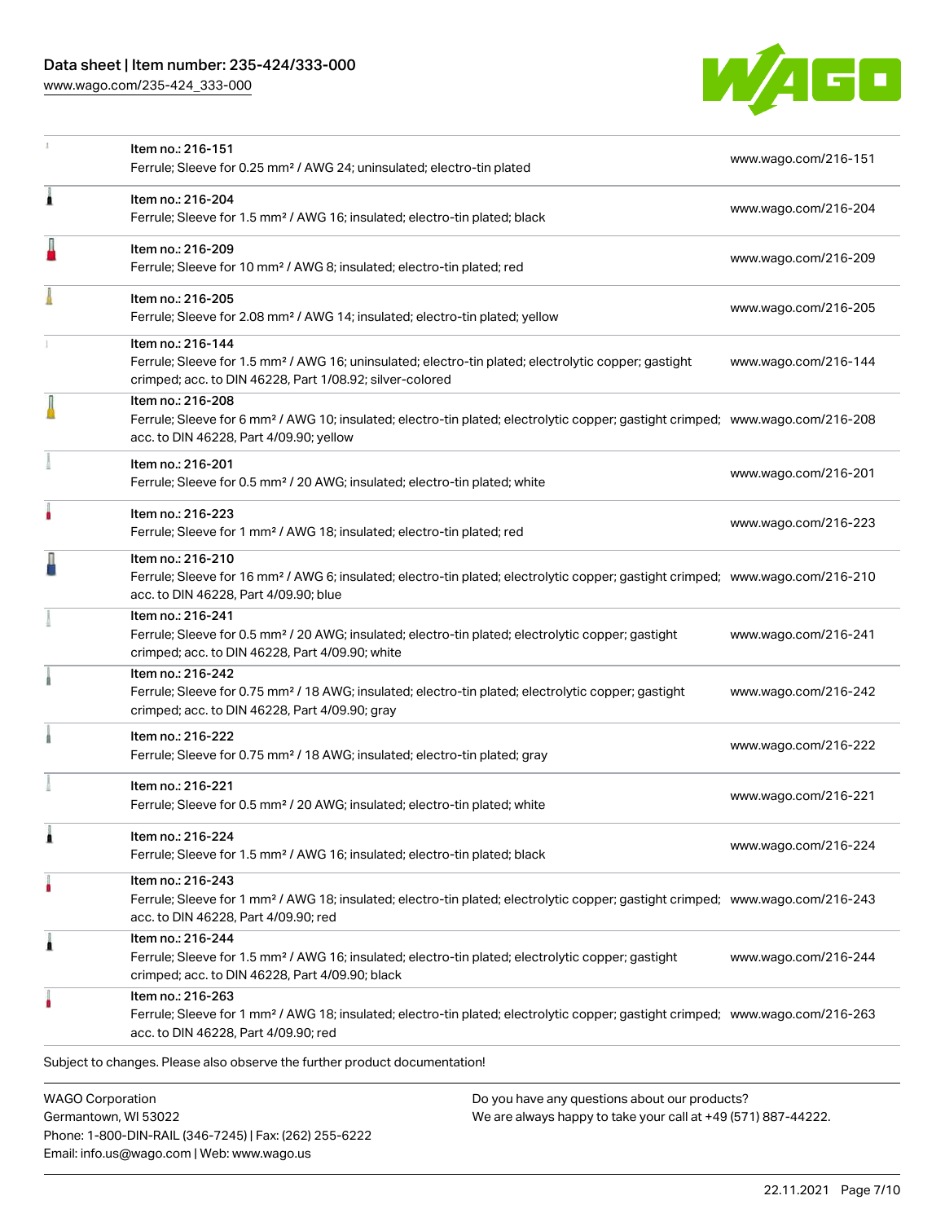| | | |
|---|---|---|
| | Item no.: 216-151<br>Ferrule; Sleeve for 0.25 mm² / AWG 24; uninsulated; electro-tin plated | www.wago.com/216-151 |
| | Item no.: 216-204<br>Ferrule; Sleeve for 1.5 mm² / AWG 16; insulated; electro-tin plated; black | www.wago.com/216-204 |
| | Item no.: 216-209<br>Ferrule; Sleeve for 10 mm² / AWG 8; insulated; electro-tin plated; red | www.wago.com/216-209 |
| | Item no.: 216-205<br>Ferrule; Sleeve for 2.08 mm² / AWG 14; insulated; electro-tin plated; yellow | www.wago.com/216-205 |
| | Item no.: 216-144<br>Ferrule; Sleeve for 1.5 mm² / AWG 16; uninsulated; electro-tin plated; electrolytic copper; gastight crimped; acc. to DIN 46228, Part 1/08.92; silver-colored | www.wago.com/216-144 |
| | Item no.: 216-208<br>Ferrule; Sleeve for 6 mm² / AWG 10; insulated; electro-tin plated; electrolytic copper; gastight crimped; acc. to DIN 46228, Part 4/09.90; yellow | www.wago.com/216-208 |
| | Item no.: 216-201<br>Ferrule; Sleeve for 0.5 mm² / 20 AWG; insulated; electro-tin plated; white | www.wago.com/216-201 |
| | Item no.: 216-223<br>Ferrule; Sleeve for 1 mm² / AWG 18; insulated; electro-tin plated; red | www.wago.com/216-223 |
| | Item no.: 216-210<br>Ferrule; Sleeve for 16 mm² / AWG 6; insulated; electro-tin plated; electrolytic copper; gastight crimped; acc. to DIN 46228, Part 4/09.90; blue | www.wago.com/216-210 |
| | Item no.: 216-241<br>Ferrule; Sleeve for 0.5 mm² / 20 AWG; insulated; electro-tin plated; electrolytic copper; gastight crimped; acc. to DIN 46228, Part 4/09.90; white | www.wago.com/216-241 |
| | Item no.: 216-242<br>Ferrule; Sleeve for 0.75 mm² / 18 AWG; insulated; electro-tin plated; electrolytic copper; gastight crimped; acc. to DIN 46228, Part 4/09.90; gray | www.wago.com/216-242 |
| | Item no.: 216-222<br>Ferrule; Sleeve for 0.75 mm² / 18 AWG; insulated; electro-tin plated; gray | www.wago.com/216-222 |
| | Item no.: 216-221<br>Ferrule; Sleeve for 0.5 mm² / 20 AWG; insulated; electro-tin plated; white | www.wago.com/216-221 |
| | Item no.: 216-224<br>Ferrule; Sleeve for 1.5 mm² / AWG 16; insulated; electro-tin plated; black | www.wago.com/216-224 |
| | Item no.: 216-243<br>Ferrule; Sleeve for 1 mm² / AWG 18; insulated; electro-tin plated; electrolytic copper; gastight crimped; acc. to DIN 46228, Part 4/09.90; red | www.wago.com/216-243 |
| | Item no.: 216-244<br>Ferrule; Sleeve for 1.5 mm² / AWG 16; insulated; electro-tin plated; electrolytic copper; gastight crimped; acc. to DIN 46228, Part 4/09.90; black | www.wago.com/216-244 |
| | Item no.: 216-263<br>Ferrule; Sleeve for 1 mm² / AWG 18; insulated; electro-tin plated; electrolytic copper; gastight crimped; acc. to DIN 46228, Part 4/09.90; red | www.wago.com/216-263 |

Subject to changes. Please also observe the further product documentation!

WAGO Corporation
Germantown, WI 53022
Phone: 1-800-DIN-RAIL (346-7245) | Fax: (262) 255-6222
Email: info.us@wago.com | Web: www.wago.us

Do you have any questions about our products?
We are always happy to take your call at +49 (571) 887-44222.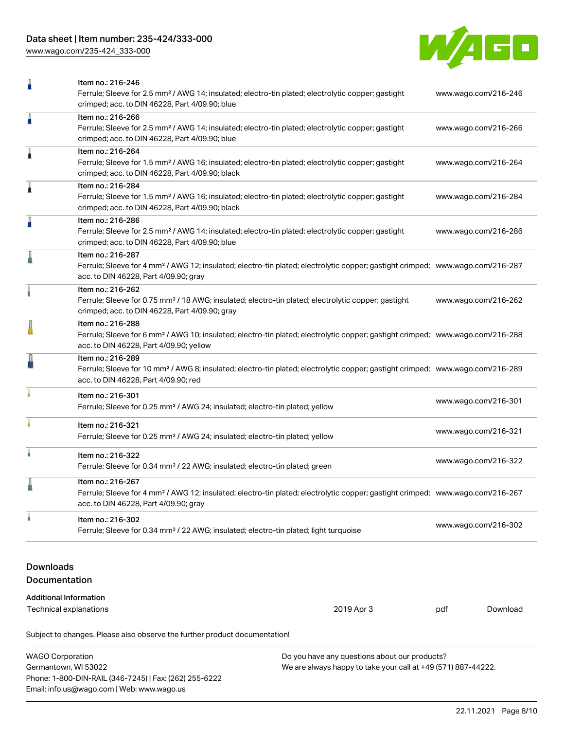| | | |
|---|---|---|
| Item no.: 216-246<br>Ferrule; Sleeve for 2.5 mm² / AWG 14; insulated; electro-tin plated; electrolytic copper; gastight crimped; acc. to DIN 46228, Part 4/09.90; blue | www.wago.com/216-246 |
| Item no.: 216-266<br>Ferrule; Sleeve for 2.5 mm² / AWG 14; insulated; electro-tin plated; electrolytic copper; gastight crimped; acc. to DIN 46228, Part 4/09.90; blue | www.wago.com/216-266 |
| Item no.: 216-264<br>Ferrule; Sleeve for 1.5 mm² / AWG 16; insulated; electro-tin plated; electrolytic copper; gastight crimped; acc. to DIN 46228, Part 4/09.90; black | www.wago.com/216-264 |
| Item no.: 216-284<br>Ferrule; Sleeve for 1.5 mm² / AWG 16; insulated; electro-tin plated; electrolytic copper; gastight crimped; acc. to DIN 46228, Part 4/09.90; black | www.wago.com/216-284 |
| Item no.: 216-286<br>Ferrule; Sleeve for 2.5 mm² / AWG 14; insulated; electro-tin plated; electrolytic copper; gastight crimped; acc. to DIN 46228, Part 4/09.90; blue | www.wago.com/216-286 |
| Item no.: 216-287<br>Ferrule; Sleeve for 4 mm² / AWG 12; insulated; electro-tin plated; electrolytic copper; gastight crimped; acc. to DIN 46228, Part 4/09.90; gray | www.wago.com/216-287 |
| Item no.: 216-262<br>Ferrule; Sleeve for 0.75 mm² / 18 AWG; insulated; electro-tin plated; electrolytic copper; gastight crimped; acc. to DIN 46228, Part 4/09.90; gray | www.wago.com/216-262 |
| Item no.: 216-288<br>Ferrule; Sleeve for 6 mm² / AWG 10; insulated; electro-tin plated; electrolytic copper; gastight crimped; acc. to DIN 46228, Part 4/09.90; yellow | www.wago.com/216-288 |
| Item no.: 216-289<br>Ferrule; Sleeve for 10 mm² / AWG 8; insulated; electro-tin plated; electrolytic copper; gastight crimped; acc. to DIN 46228, Part 4/09.90; red | www.wago.com/216-289 |
| Item no.: 216-301<br>Ferrule; Sleeve for 0.25 mm² / AWG 24; insulated; electro-tin plated; yellow | www.wago.com/216-301 |
| Item no.: 216-321<br>Ferrule; Sleeve for 0.25 mm² / AWG 24; insulated; electro-tin plated; yellow | www.wago.com/216-321 |
| Item no.: 216-322<br>Ferrule; Sleeve for 0.34 mm² / 22 AWG; insulated; electro-tin plated; green | www.wago.com/216-322 |
| Item no.: 216-267<br>Ferrule; Sleeve for 4 mm² / AWG 12; insulated; electro-tin plated; electrolytic copper; gastight crimped; acc. to DIN 46228, Part 4/09.90; gray | www.wago.com/216-267 |
| Item no.: 216-302<br>Ferrule; Sleeve for 0.34 mm² / 22 AWG; insulated; electro-tin plated; light turquoise | www.wago.com/216-302 |

## Downloads

### Documentation

**Additional Information**

| | | | |
|---|---|---|---|
| Technical explanations | 2019 Apr 3 | pdf | Download |

Subject to changes. Please also observe the further product documentation!

WAGO Corporation
Germantown, WI 53022
Phone: 1-800-DIN-RAIL (346-7245) | Fax: (262) 255-6222
Email: info.us@wago.com | Web: www.wago.us

Do you have any questions about our products?
We are always happy to take your call at +49 (571) 887-44222.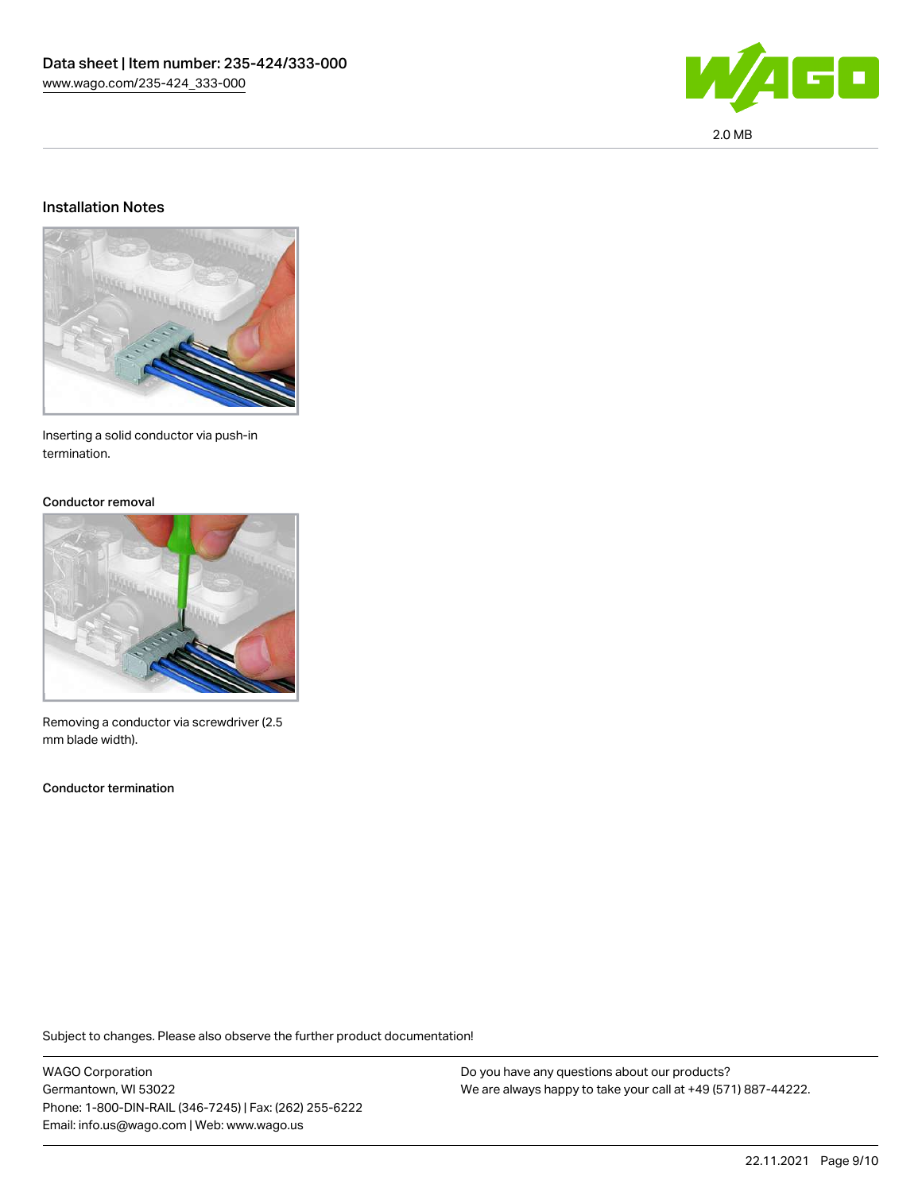## Installation Notes

Inserting a solid conductor via push-in termination.

### Conductor removal

Removing a conductor via screwdriver (2.5 mm blade width).

### Conductor termination

Subject to changes. Please also observe the further product documentation!

WAGO Corporation
Germantown, WI 53022
Phone: 1-800-DIN-RAIL (346-7245) | Fax: (262) 255-6222
Email: info.us@wago.com | Web: www.wago.us

Do you have any questions about our products?
We are always happy to take your call at +49 (571) 887-44222.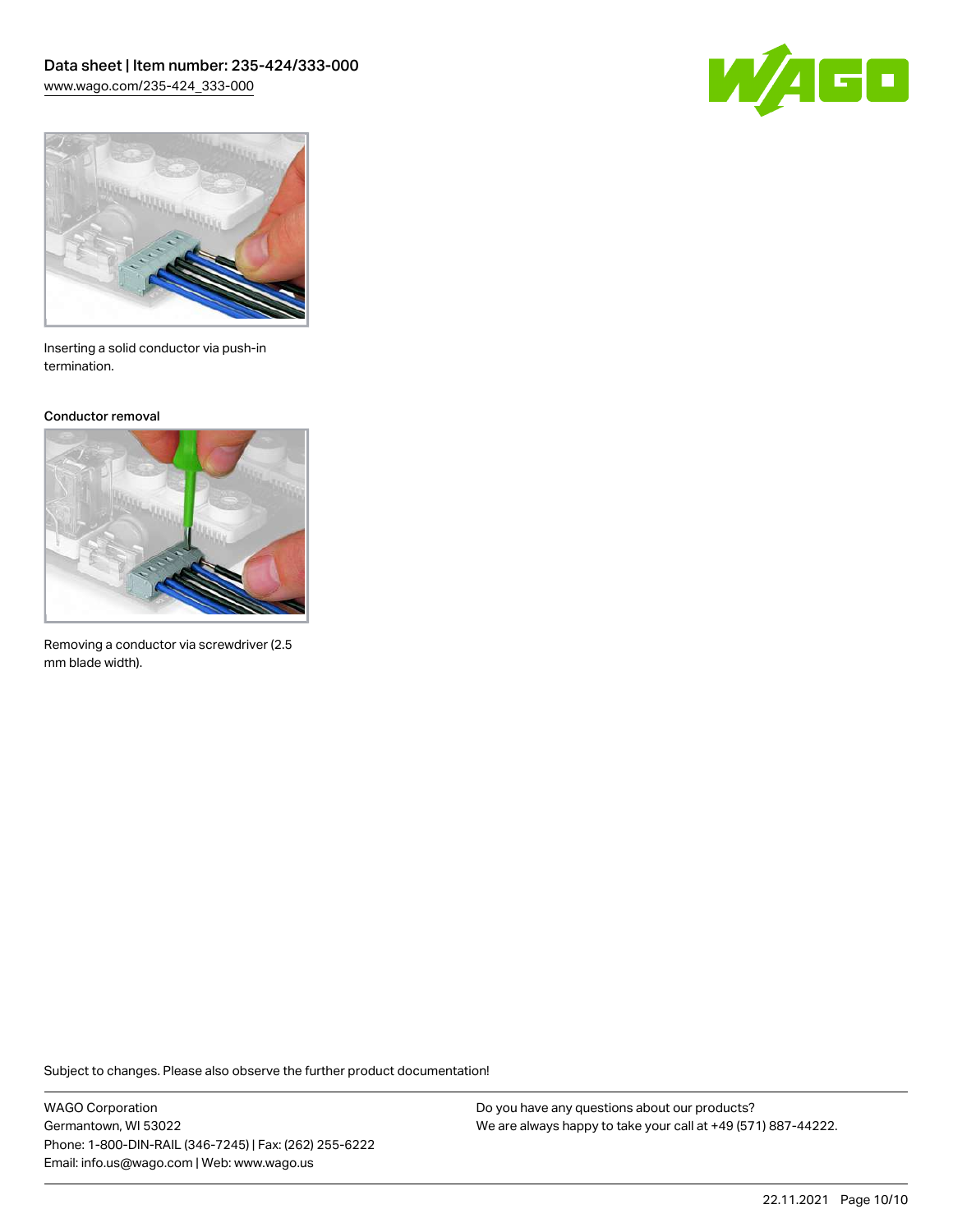Inserting a solid conductor via push-in termination.

Conductor removal

Removing a conductor via screwdriver (2.5 mm blade width).

Subject to changes. Please also observe the further product documentation!

WAGO Corporation
Germantown, WI 53022
Phone: 1-800-DIN-RAIL (346-7245) | Fax: (262) 255-6222
Email: info.us@wago.com | Web: www.wago.us

Do you have any questions about our products?
We are always happy to take your call at +49 (571) 887-44222.